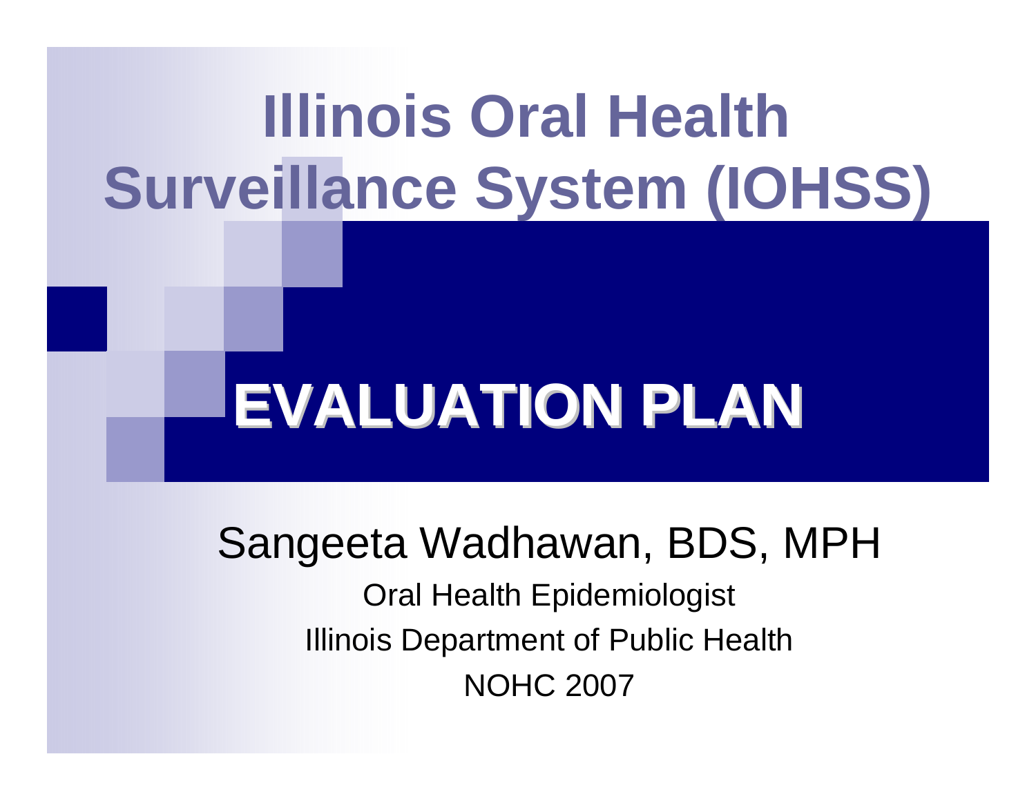# Illinois Oral Health Surveillance System (IOHSS)

## EVALUATION PLAN

Sangeeta Wadhawan, BDS, MPH

Oral Health Epidemiologist

Illinois Department of Public Health

NOHC 2007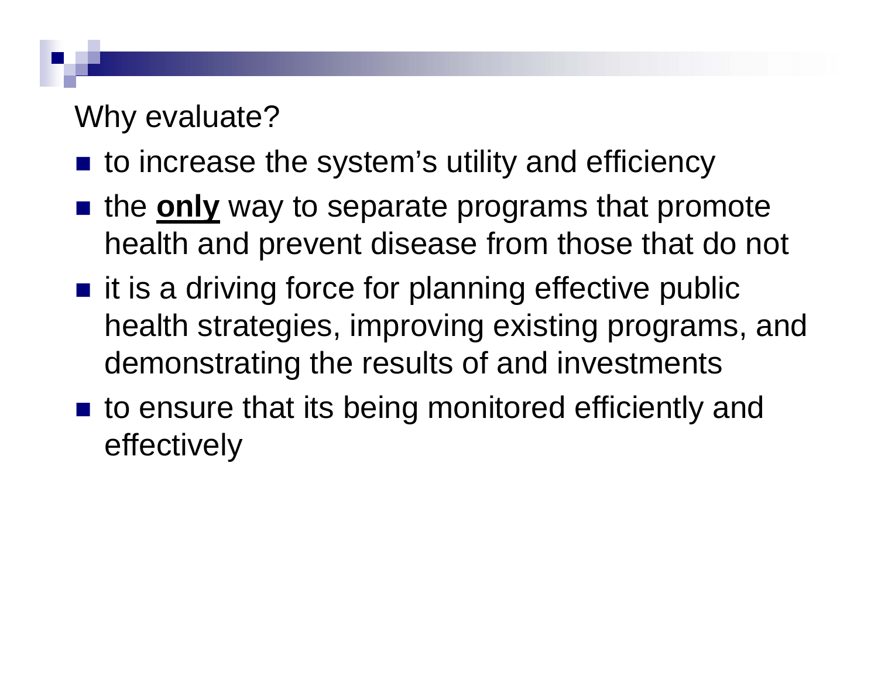## Why evaluate?

- to increase the system's utility and efficiency
- the **<u>only</u>** way to separate programs that promote health and prevent disease from those that do not
- it is a driving force for planning effective public health strategies, improving existing programs, and demonstrating the results of and investments
- to ensure that its being monitored efficiently and effectively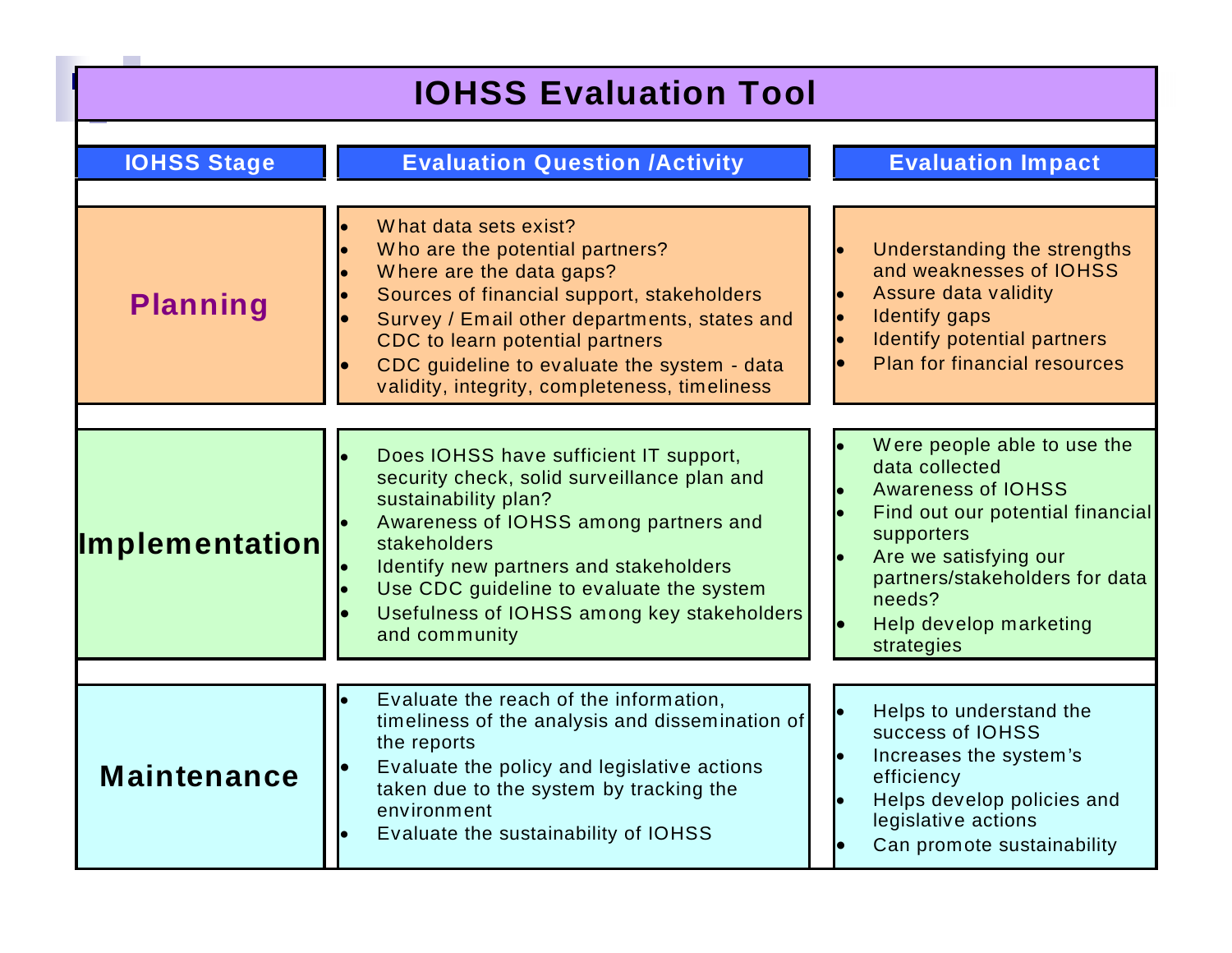# IOHSS Evaluation Tool

| IOHSS Stage | Evaluation Question /Activity | Evaluation Impact |
| --- | --- | --- |
| **Planning** | • What data sets exist?<br>• Who are the potential partners?<br>• Where are the data gaps?<br>• Sources of financial support, stakeholders<br>• Survey / Email other departments, states and CDC to learn potential partners<br>• CDC guideline to evaluate the system - data validity, integrity, completeness, timeliness | • Understanding the strengths and weaknesses of IOHSS<br>• Assure data validity<br>• Identify gaps<br>• Identify potential partners<br>• Plan for financial resources |
| **Implementation** | • Does IOHSS have sufficient IT support, security check, solid surveillance plan and sustainability plan?<br>• Awareness of IOHSS among partners and stakeholders<br>• Identify new partners and stakeholders<br>• Use CDC guideline to evaluate the system<br>• Usefulness of IOHSS among key stakeholders and community | • Were people able to use the data collected<br>• Awareness of IOHSS<br>• Find out our potential financial supporters<br>• Are we satisfying our partners/stakeholders for data needs?<br>• Help develop marketing strategies |
| **Maintenance** | • Evaluate the reach of the information, timeliness of the analysis and dissemination of the reports<br>• Evaluate the policy and legislative actions taken due to the system by tracking the environment<br>• Evaluate the sustainability of IOHSS | • Helps to understand the success of IOHSS<br>• Increases the system's efficiency<br>• Helps develop policies and legislative actions<br>• Can promote sustainability |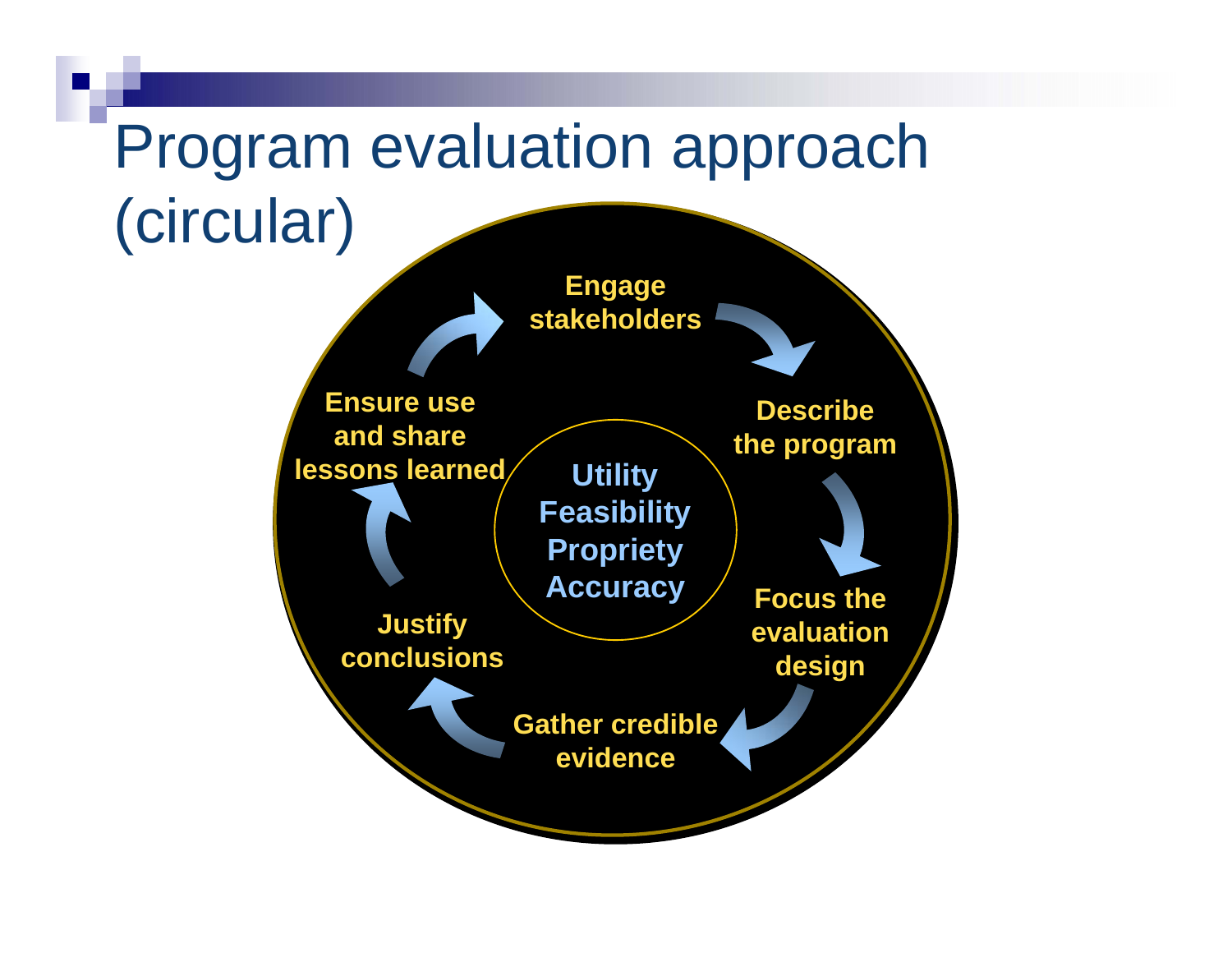# Program evaluation approach (circular)

- Engage stakeholders
- Describe the program
- Focus the evaluation design
- Gather credible evidence
- Justify conclusions
- Ensure use and share lessons learned

Utility
Feasibility
Propriety
Accuracy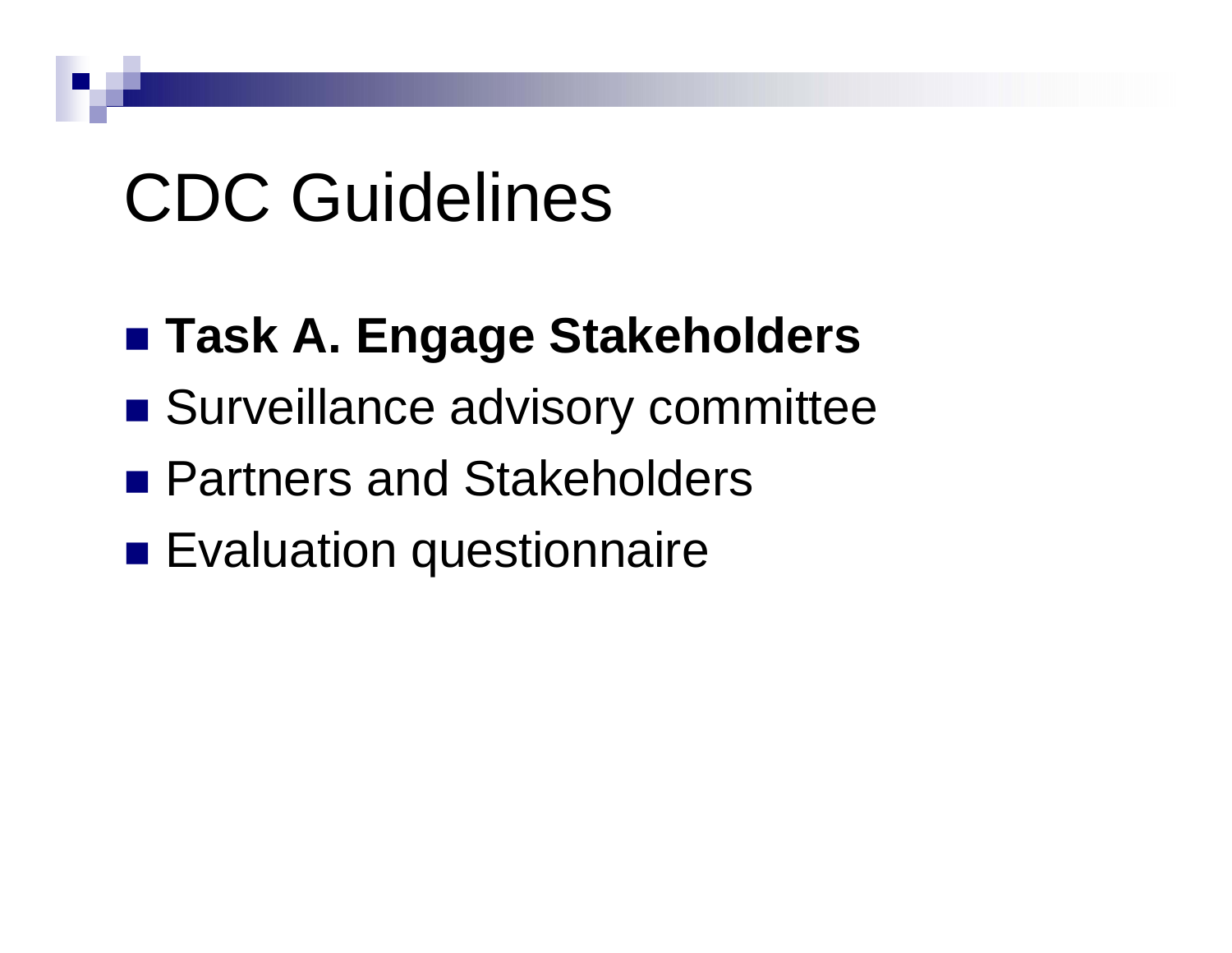# CDC Guidelines

- **Task A. Engage Stakeholders**
- Surveillance advisory committee
- Partners and Stakeholders
- Evaluation questionnaire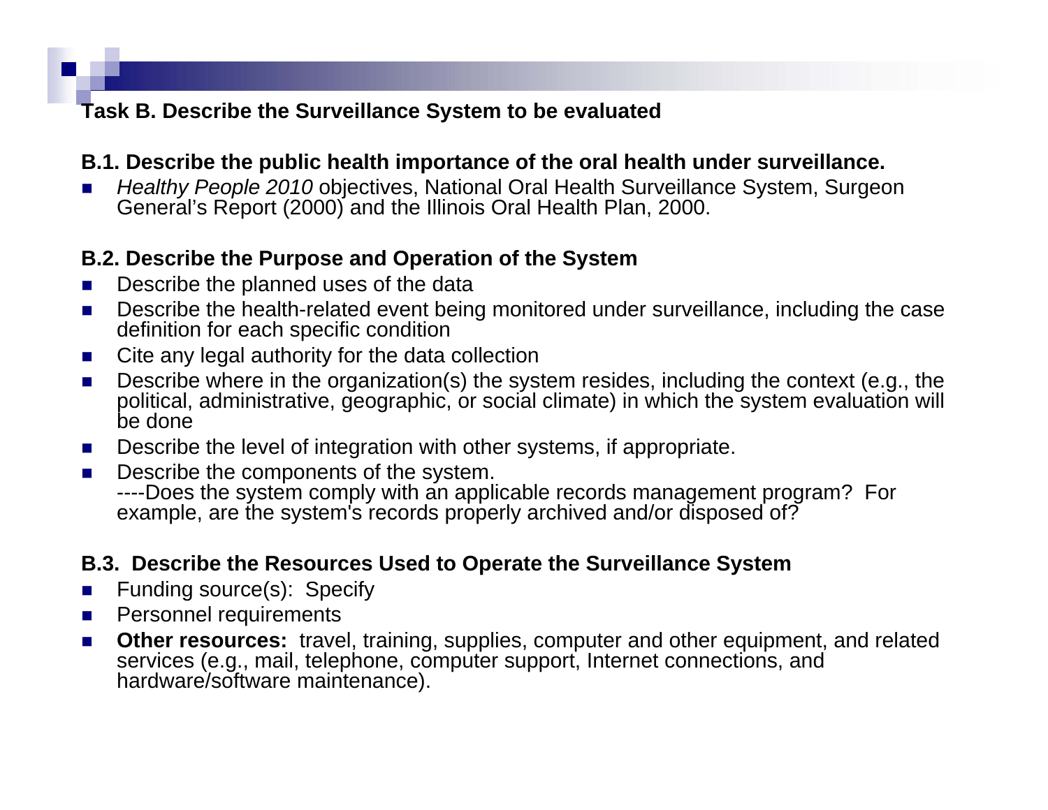## Task B. Describe the Surveillance System to be evaluated

### B.1. Describe the public health importance of the oral health under surveillance.

- *Healthy People 2010* objectives, National Oral Health Surveillance System, Surgeon General's Report (2000) and the Illinois Oral Health Plan, 2000.

### B.2. Describe the Purpose and Operation of the System

- Describe the planned uses of the data
- Describe the health-related event being monitored under surveillance, including the case definition for each specific condition
- Cite any legal authority for the data collection
- Describe where in the organization(s) the system resides, including the context (e.g., the political, administrative, geographic, or social climate) in which the system evaluation will be done
- Describe the level of integration with other systems, if appropriate.
- Describe the components of the system.
  ----Does the system comply with an applicable records management program? For example, are the system's records properly archived and/or disposed of?

### B.3. Describe the Resources Used to Operate the Surveillance System

- Funding source(s): Specify
- Personnel requirements
- **Other resources:** travel, training, supplies, computer and other equipment, and related services (e.g., mail, telephone, computer support, Internet connections, and hardware/software maintenance).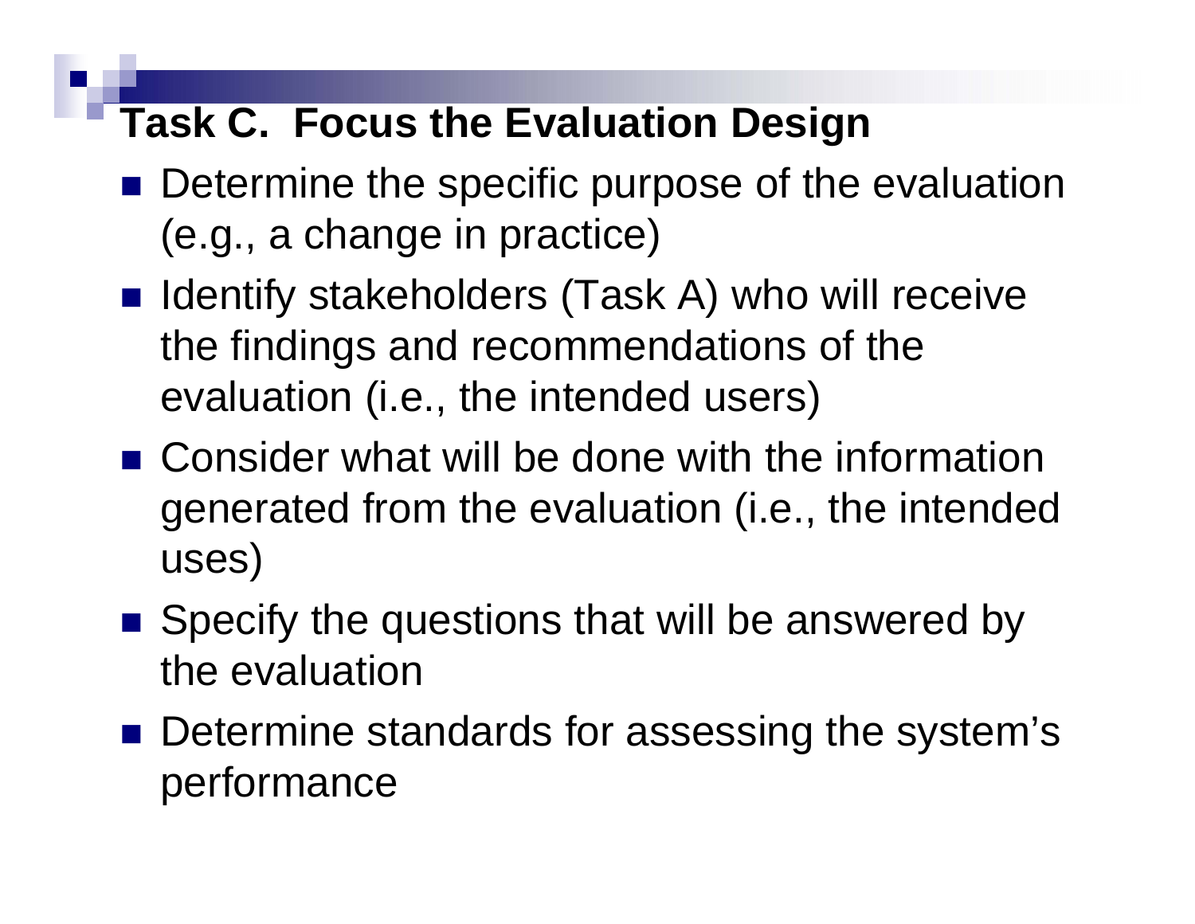# Task C. Focus the Evaluation Design

- Determine the specific purpose of the evaluation (e.g., a change in practice)
- Identify stakeholders (Task A) who will receive the findings and recommendations of the evaluation (i.e., the intended users)
- Consider what will be done with the information generated from the evaluation (i.e., the intended uses)
- Specify the questions that will be answered by the evaluation
- Determine standards for assessing the system's performance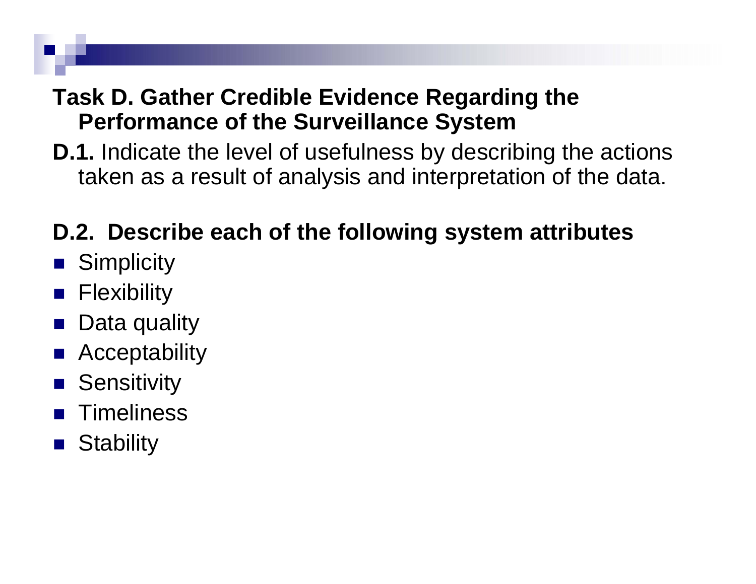## Task D. Gather Credible Evidence Regarding the Performance of the Surveillance System

**D.1.** Indicate the level of usefulness by describing the actions taken as a result of analysis and interpretation of the data.

**D.2. Describe each of the following system attributes**

- Simplicity
- Flexibility
- Data quality
- Acceptability
- Sensitivity
- Timeliness
- Stability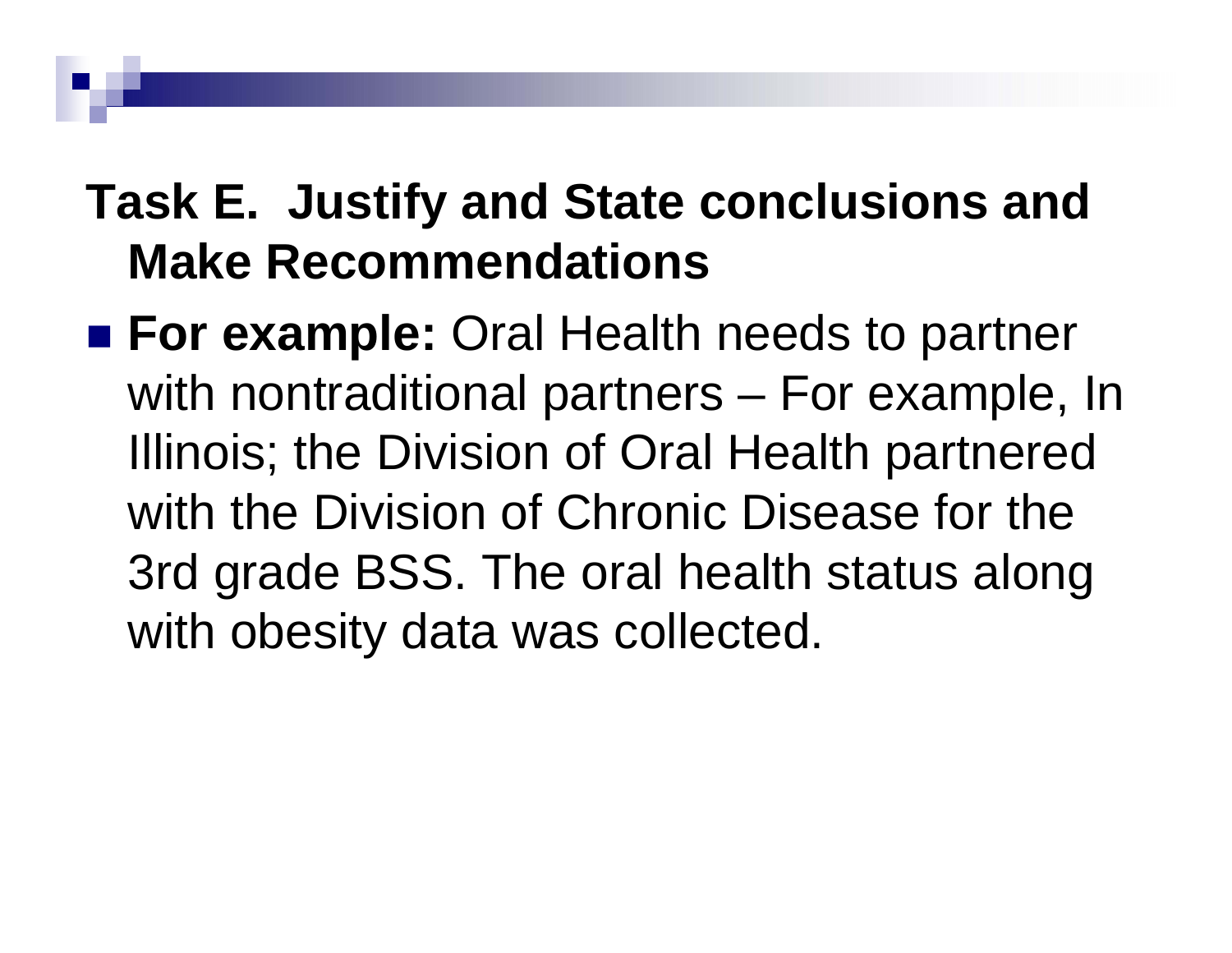## Task E. Justify and State conclusions and Make Recommendations

- **For example:** Oral Health needs to partner with nontraditional partners – For example, In Illinois; the Division of Oral Health partnered with the Division of Chronic Disease for the 3rd grade BSS. The oral health status along with obesity data was collected.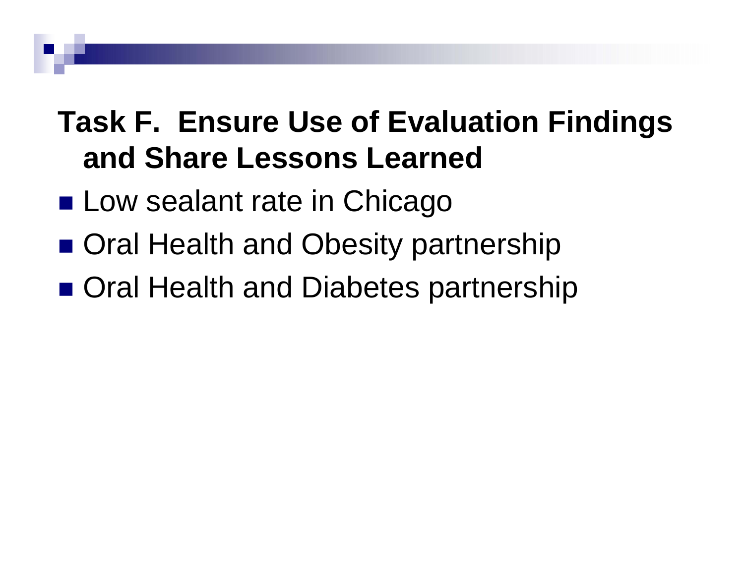# Task F. Ensure Use of Evaluation Findings and Share Lessons Learned

- Low sealant rate in Chicago
- Oral Health and Obesity partnership
- Oral Health and Diabetes partnership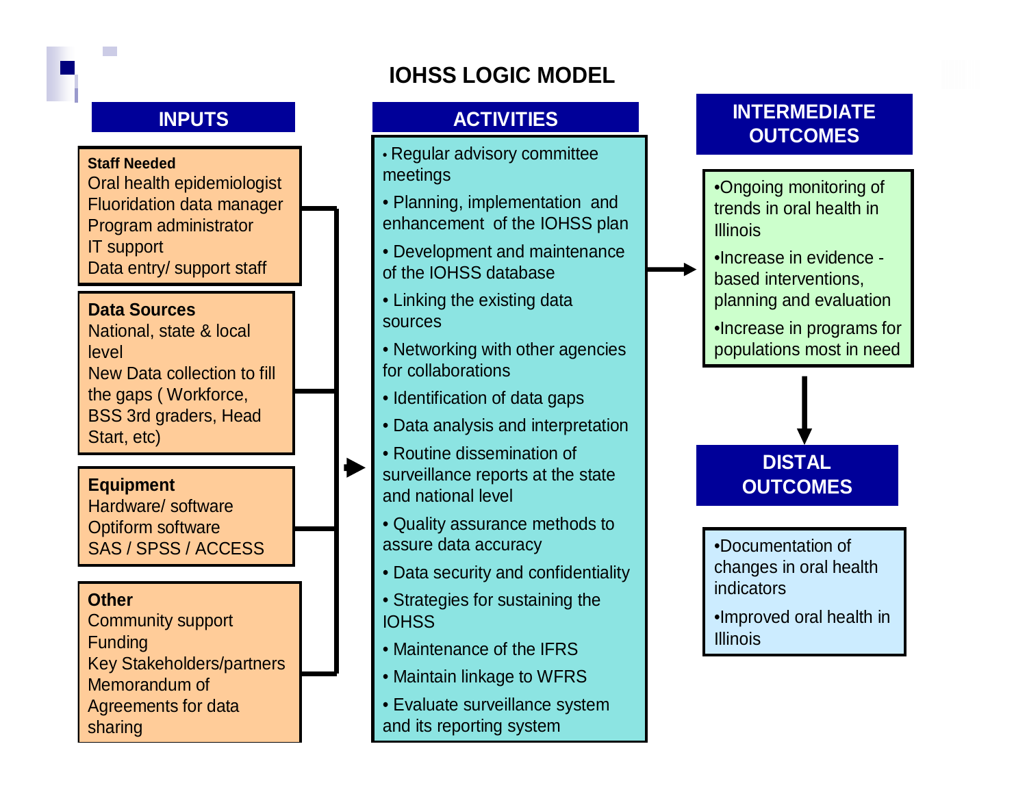# IOHSS LOGIC MODEL

## INPUTS

**Staff Needed**
- Oral health epidemiologist
- Fluoridation data manager
- Program administrator
- IT support
- Data entry/ support staff

**Data Sources**
- National, state & local level
- New Data collection to fill the gaps ( Workforce, BSS 3rd graders, Head Start, etc)

**Equipment**
- Hardware/ software
- Optiform software
- SAS / SPSS / ACCESS

**Other**
- Community support
- Funding
- Key Stakeholders/partners
- Memorandum of Agreements for data sharing

## ACTIVITIES

- Regular advisory committee meetings
- Planning, implementation and enhancement of the IOHSS plan
- Development and maintenance of the IOHSS database
- Linking the existing data sources
- Networking with other agencies for collaborations
- Identification of data gaps
- Data analysis and interpretation
- Routine dissemination of surveillance reports at the state and national level
- Quality assurance methods to assure data accuracy
- Data security and confidentiality
- Strategies for sustaining the IOHSS
- Maintenance of the IFRS
- Maintain linkage to WFRS
- Evaluate surveillance system and its reporting system

## INTERMEDIATE OUTCOMES

- Ongoing monitoring of trends in oral health in Illinois
- Increase in evidence - based interventions, planning and evaluation
- Increase in programs for populations most in need

## DISTAL OUTCOMES

- Documentation of changes in oral health indicators
- Improved oral health in Illinois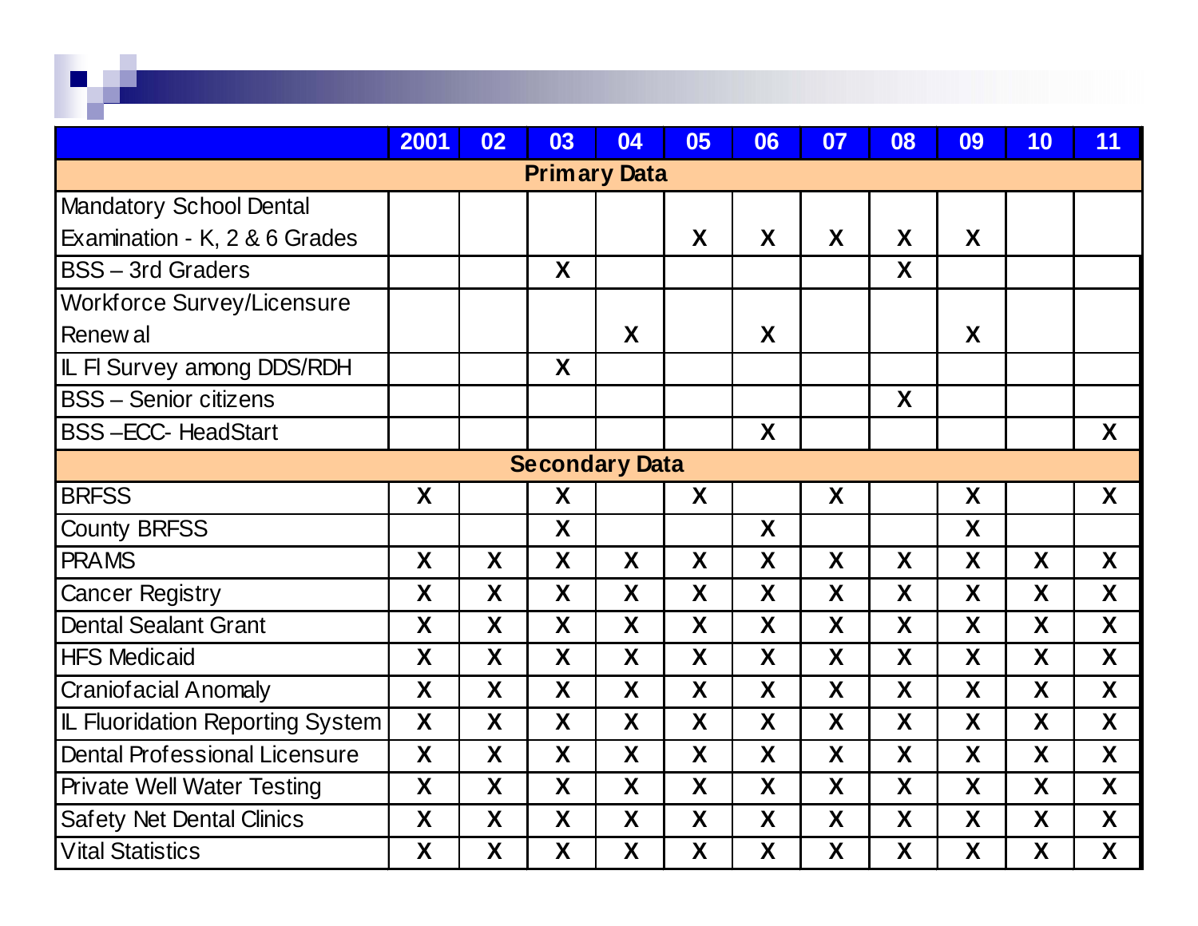| | 2001 | 02 | 03 | 04 | 05 | 06 | 07 | 08 | 09 | 10 | 11 |
|---|---|---|---|---|---|---|---|---|---|---|---|
| **Primary Data** | | | | | | | | | | | |
| Mandatory School Dental Examination - K, 2 & 6 Grades | | | | | X | X | X | X | X | | |
| BSS – 3rd Graders | | | X | | | | | X | | | |
| Workforce Survey/Licensure Renewal | | | | X | | X | | | X | | |
| IL Fl Survey among DDS/RDH | | | X | | | | | | | | |
| BSS – Senior citizens | | | | | | | | X | | | |
| BSS –ECC- HeadStart | | | | | | X | | | | | X |
| **Secondary Data** | | | | | | | | | | | |
| BRFSS | X | | X | | X | | X | | X | | X |
| County BRFSS | | | X | | | X | | | X | | |
| PRAMS | X | X | X | X | X | X | X | X | X | X | X |
| Cancer Registry | X | X | X | X | X | X | X | X | X | X | X |
| Dental Sealant Grant | X | X | X | X | X | X | X | X | X | X | X |
| HFS Medicaid | X | X | X | X | X | X | X | X | X | X | X |
| Craniofacial Anomaly | X | X | X | X | X | X | X | X | X | X | X |
| IL Fluoridation Reporting System | X | X | X | X | X | X | X | X | X | X | X |
| Dental Professional Licensure | X | X | X | X | X | X | X | X | X | X | X |
| Private Well Water Testing | X | X | X | X | X | X | X | X | X | X | X |
| Safety Net Dental Clinics | X | X | X | X | X | X | X | X | X | X | X |
| Vital Statistics | X | X | X | X | X | X | X | X | X | X | X |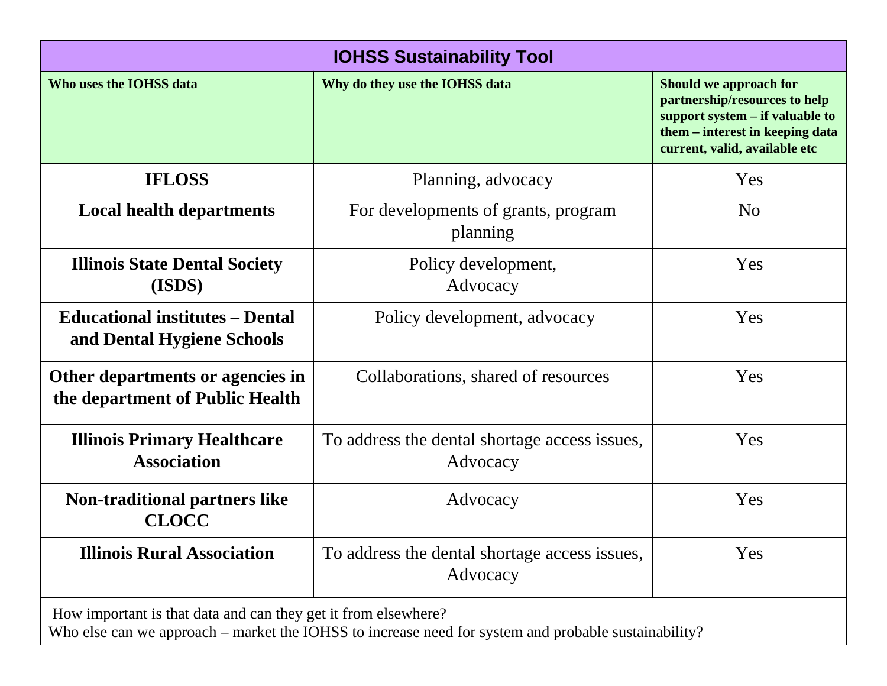# IOHSS Sustainability Tool

| Who uses the IOHSS data | Why do they use the IOHSS data | Should we approach for partnership/resources to help support system – if valuable to them – interest in keeping data current, valid, available etc |
|---|---|---|
| **IFLOSS** | Planning, advocacy | Yes |
| **Local health departments** | For developments of grants, program planning | No |
| **Illinois State Dental Society (ISDS)** | Policy development, Advocacy | Yes |
| **Educational institutes – Dental and Dental Hygiene Schools** | Policy development, advocacy | Yes |
| **Other departments or agencies in the department of Public Health** | Collaborations, shared of resources | Yes |
| **Illinois Primary Healthcare Association** | To address the dental shortage access issues, Advocacy | Yes |
| **Non-traditional partners like CLOCC** | Advocacy | Yes |
| **Illinois Rural Association** | To address the dental shortage access issues, Advocacy | Yes |

How important is that data and can they get it from elsewhere?
Who else can we approach – market the IOHSS to increase need for system and probable sustainability?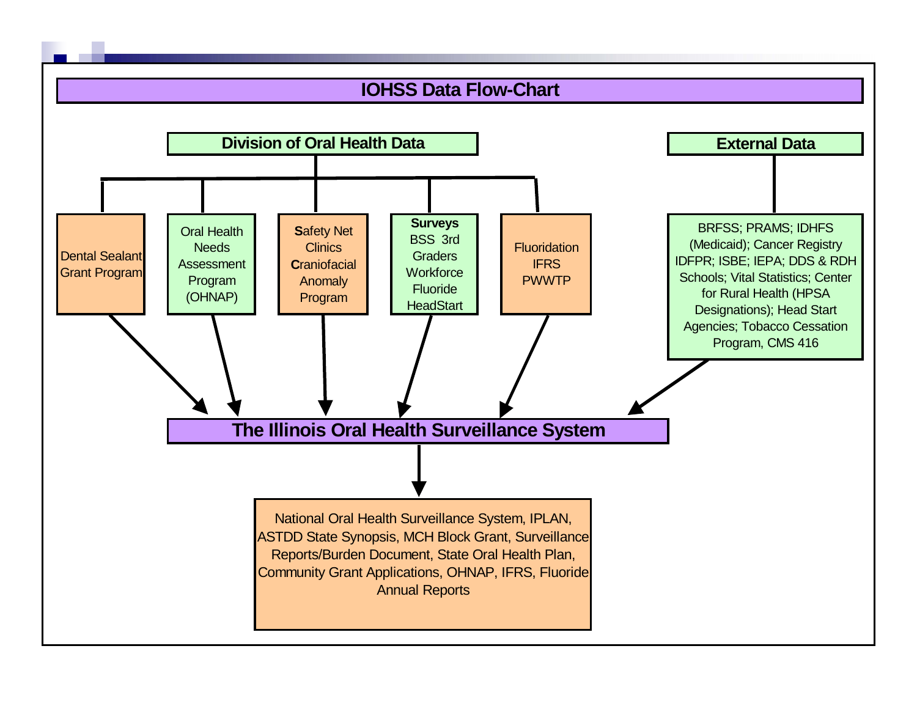# IOHSS Data Flow-Chart

## Division of Oral Health Data

- Dental Sealant Grant Program
- Oral Health Needs Assessment Program (OHNAP)
- **S**afety Net Clinics **C**raniofacial Anomaly Program
- **Surveys** BSS 3rd Graders Workforce Fluoride HeadStart
- Fluoridation IFRS PWWTP

## External Data

BRFSS; PRAMS; IDHFS (Medicaid); Cancer Registry IDFPR; ISBE; IEPA; DDS & RDH Schools; Vital Statistics; Center for Rural Health (HPSA Designations); Head Start Agencies; Tobacco Cessation Program, CMS 416

## The Illinois Oral Health Surveillance System

National Oral Health Surveillance System, IPLAN, ASTDD State Synopsis, MCH Block Grant, Surveillance Reports/Burden Document, State Oral Health Plan, Community Grant Applications, OHNAP, IFRS, Fluoride Annual Reports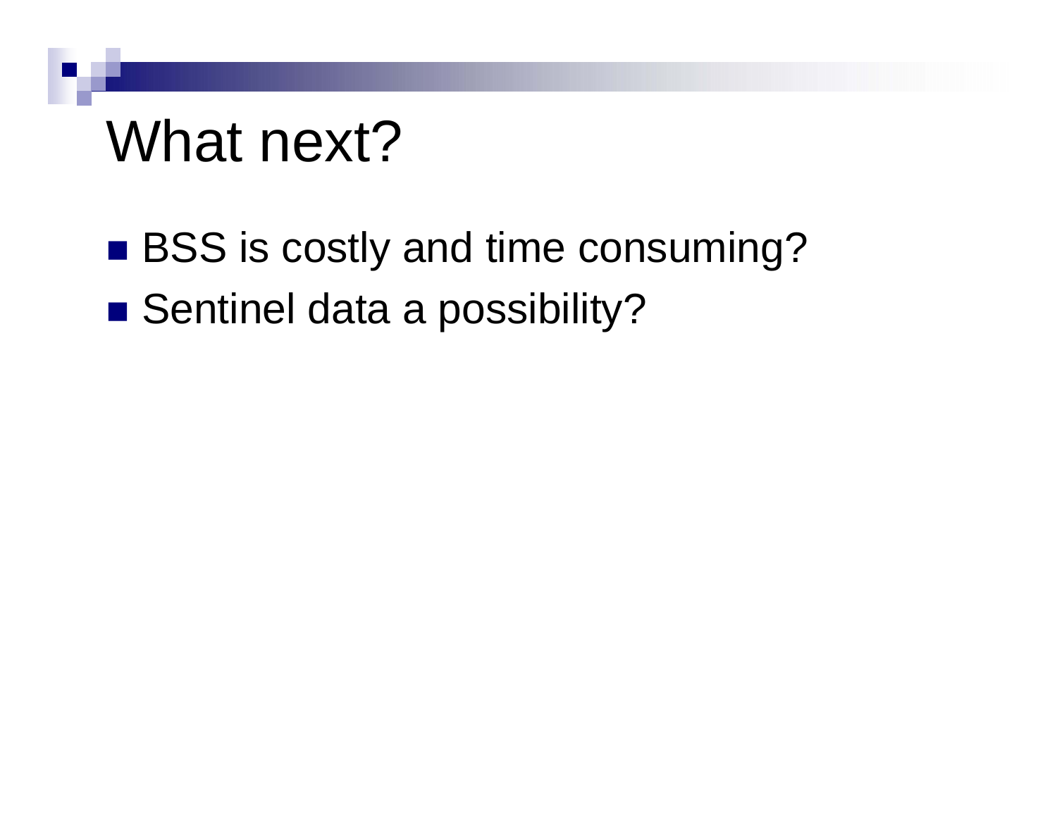# What next?

- BSS is costly and time consuming?
- Sentinel data a possibility?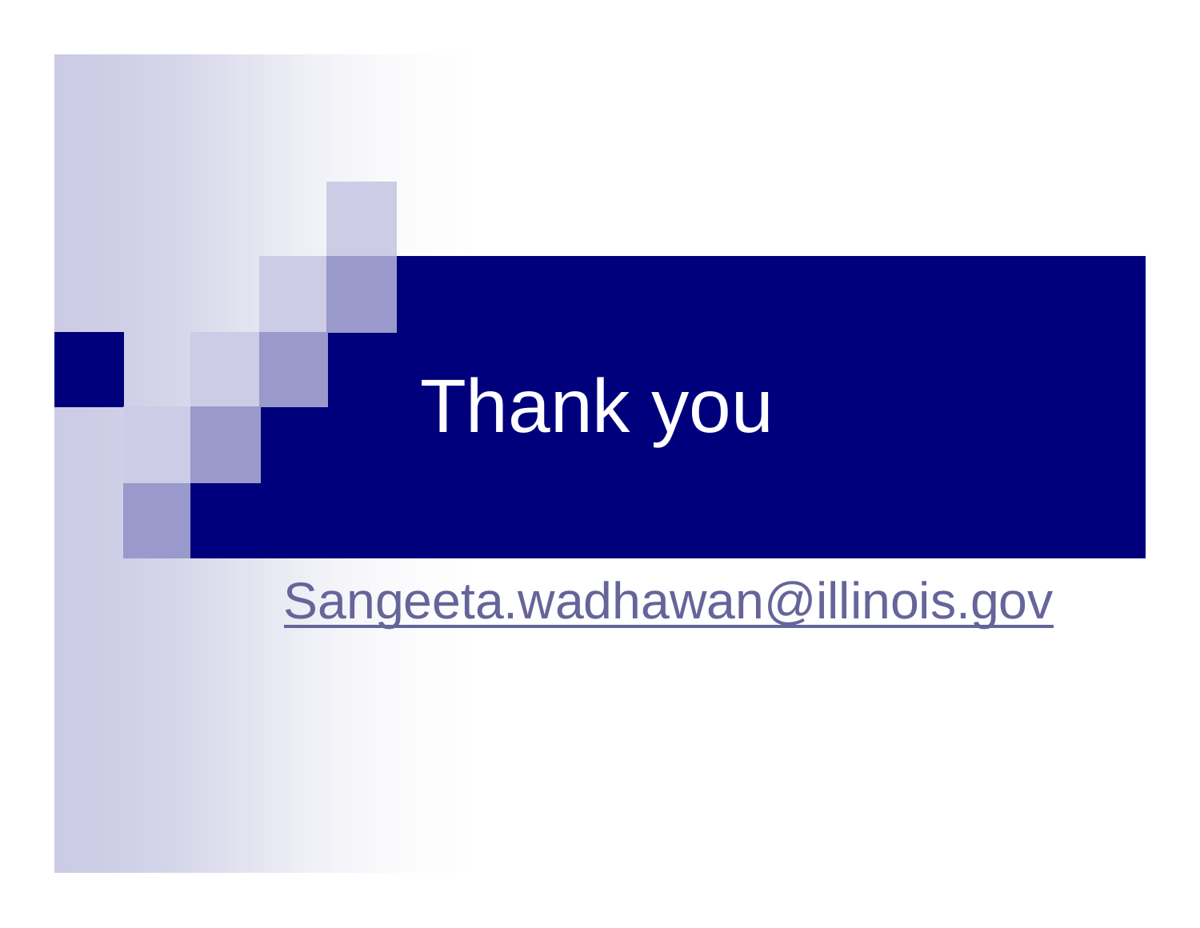# Thank you

Sangeeta.wadhawan@illinois.gov